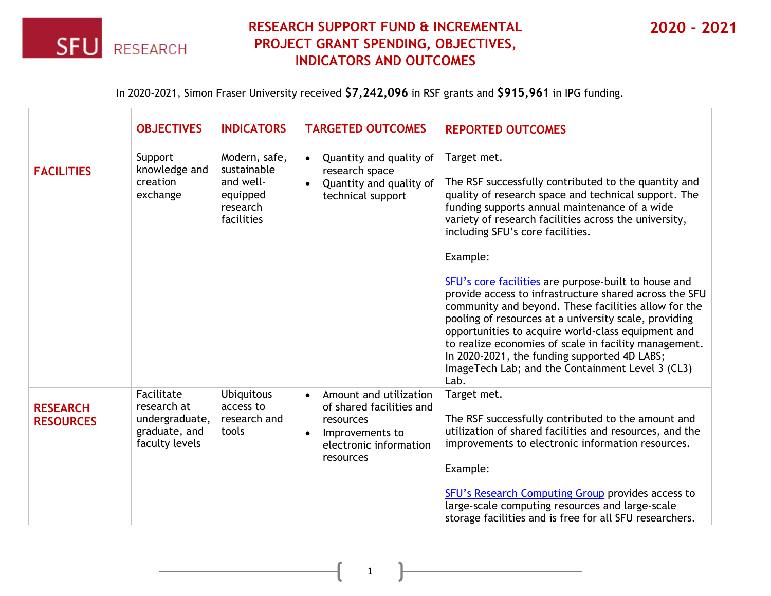# RESEARCH SUPPORT FUND & INCREMENTAL PROJECT GRANT SPENDING, OBJECTIVES, INDICATORS AND OUTCOMES

## 2020 - 2021

In 2020-2021, Simon Fraser University received **$7,242,096** in RSF grants and **$915,961** in IPG funding.

| | OBJECTIVES | INDICATORS | TARGETED OUTCOMES | REPORTED OUTCOMES |
|---|---|---|---|---|
| **FACILITIES** | Support knowledge and creation exchange | Modern, safe, sustainable and well-equipped research facilities | • Quantity and quality of research space<br>• Quantity and quality of technical support | Target met.<br><br>The RSF successfully contributed to the quantity and quality of research space and technical support. The funding supports annual maintenance of a wide variety of research facilities across the university, including SFU's core facilities.<br><br>Example:<br><br>SFU's core facilities are purpose-built to house and provide access to infrastructure shared across the SFU community and beyond. These facilities allow for the pooling of resources at a university scale, providing opportunities to acquire world-class equipment and to realize economies of scale in facility management. In 2020-2021, the funding supported 4D LABS; ImageTech Lab; and the Containment Level 3 (CL3) Lab. |
| **RESEARCH RESOURCES** | Facilitate research at undergraduate, graduate, and faculty levels | Ubiquitous access to research and tools | • Amount and utilization of shared facilities and resources<br>• Improvements to electronic information resources | Target met.<br><br>The RSF successfully contributed to the amount and utilization of shared facilities and resources, and the improvements to electronic information resources.<br><br>Example:<br><br>SFU's Research Computing Group provides access to large-scale computing resources and large-scale storage facilities and is free for all SFU researchers. |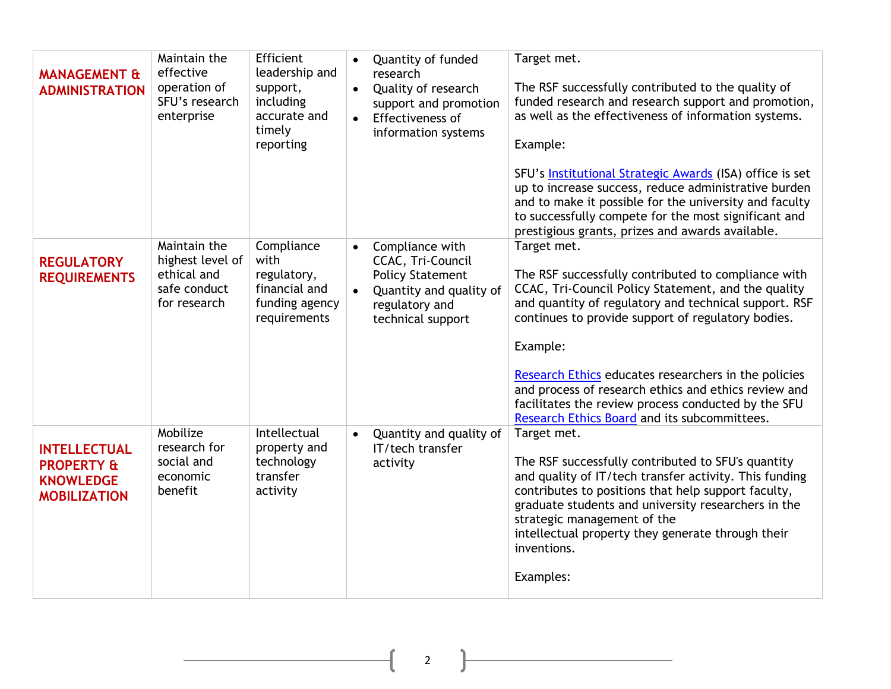| | | | | |
|---|---|---|---|---|
| **MANAGEMENT & ADMINISTRATION** | Maintain the effective operation of SFU's research enterprise | Efficient leadership and support, including accurate and timely reporting | • Quantity of funded research<br>• Quality of research support and promotion<br>• Effectiveness of information systems | Target met.<br><br>The RSF successfully contributed to the quality of funded research and research support and promotion, as well as the effectiveness of information systems.<br><br>Example:<br><br>SFU's Institutional Strategic Awards (ISA) office is set up to increase success, reduce administrative burden and to make it possible for the university and faculty to successfully compete for the most significant and prestigious grants, prizes and awards available. |
| **REGULATORY REQUIREMENTS** | Maintain the highest level of ethical and safe conduct for research | Compliance with regulatory, financial and funding agency requirements | • Compliance with CCAC, Tri-Council Policy Statement<br>• Quantity and quality of regulatory and technical support | Target met.<br><br>The RSF successfully contributed to compliance with CCAC, Tri-Council Policy Statement, and the quality and quantity of regulatory and technical support. RSF continues to provide support of regulatory bodies.<br><br>Example:<br><br>Research Ethics educates researchers in the policies and process of research ethics and ethics review and facilitates the review process conducted by the SFU Research Ethics Board and its subcommittees. |
| **INTELLECTUAL PROPERTY & KNOWLEDGE MOBILIZATION** | Mobilize research for social and economic benefit | Intellectual property and technology transfer activity | • Quantity and quality of IT/tech transfer activity | Target met.<br><br>The RSF successfully contributed to SFU's quantity and quality of IT/tech transfer activity. This funding contributes to positions that help support faculty, graduate students and university researchers in the strategic management of the intellectual property they generate through their inventions.<br><br>Examples: |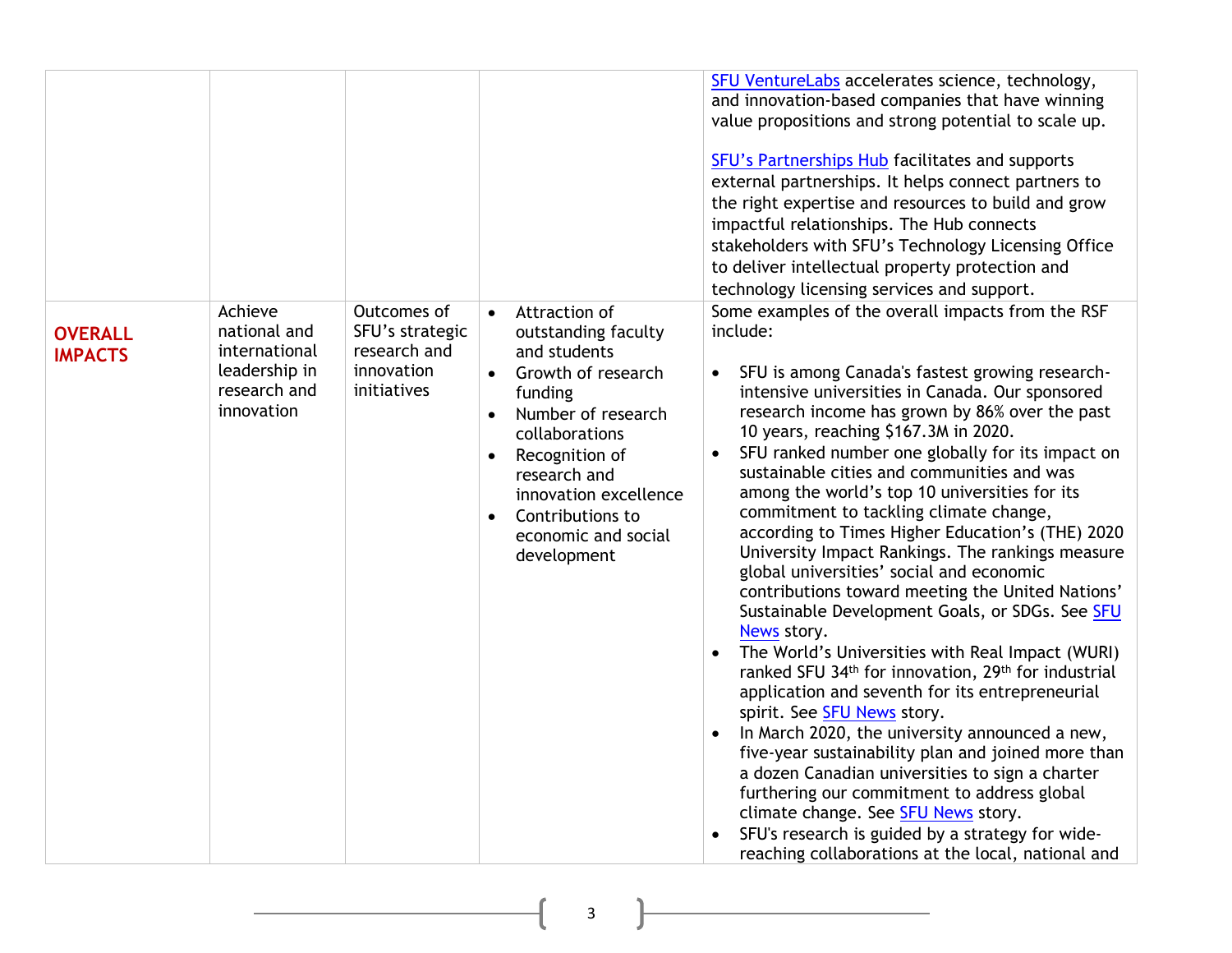| | | | | |
|---|---|---|---|---|
| | | | | SFU VentureLabs accelerates science, technology, and innovation-based companies that have winning value propositions and strong potential to scale up.<br><br>SFU's Partnerships Hub facilitates and supports external partnerships. It helps connect partners to the right expertise and resources to build and grow impactful relationships. The Hub connects stakeholders with SFU's Technology Licensing Office to deliver intellectual property protection and technology licensing services and support. |
| **OVERALL IMPACTS** | Achieve national and international leadership in research and innovation | Outcomes of SFU's strategic research and innovation initiatives | • Attraction of outstanding faculty and students<br>• Growth of research funding<br>• Number of research collaborations<br>• Recognition of research and innovation excellence<br>• Contributions to economic and social development | Some examples of the overall impacts from the RSF include:<br><br>• SFU is among Canada's fastest growing research-intensive universities in Canada. Our sponsored research income has grown by 86% over the past 10 years, reaching $167.3M in 2020.<br>• SFU ranked number one globally for its impact on sustainable cities and communities and was among the world's top 10 universities for its commitment to tackling climate change, according to Times Higher Education's (THE) 2020 University Impact Rankings. The rankings measure global universities' social and economic contributions toward meeting the United Nations' Sustainable Development Goals, or SDGs. See SFU News story.<br>• The World's Universities with Real Impact (WURI) ranked SFU 34th for innovation, 29th for industrial application and seventh for its entrepreneurial spirit. See SFU News story.<br>• In March 2020, the university announced a new, five-year sustainability plan and joined more than a dozen Canadian universities to sign a charter furthering our commitment to address global climate change. See SFU News story.<br>• SFU's research is guided by a strategy for wide-reaching collaborations at the local, national and |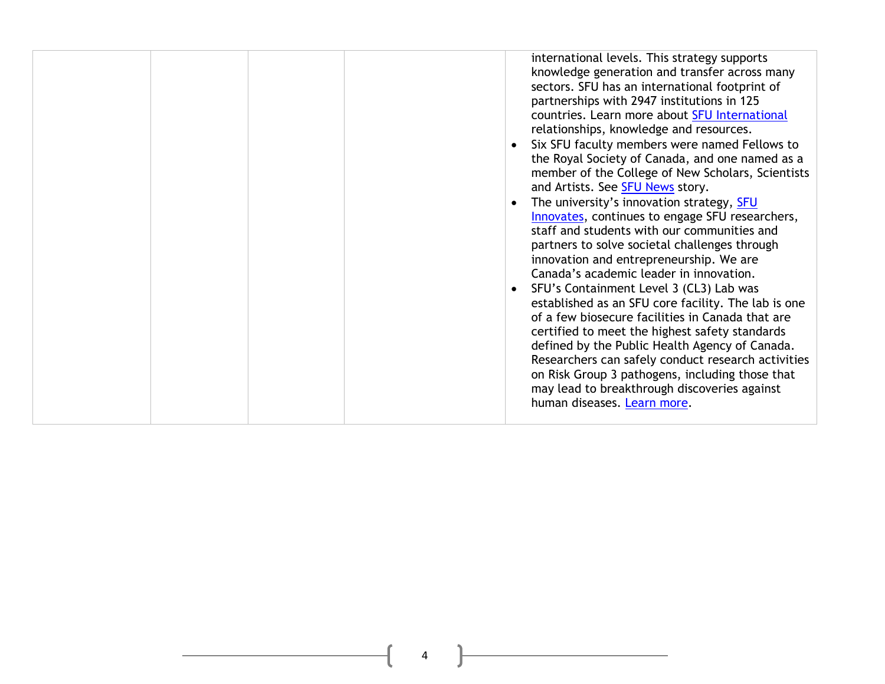| | | | | international levels. This strategy supports knowledge generation and transfer across many sectors. SFU has an international footprint of partnerships with 2947 institutions in 125 countries. Learn more about SFU International relationships, knowledge and resources.<br>• Six SFU faculty members were named Fellows to the Royal Society of Canada, and one named as a member of the College of New Scholars, Scientists and Artists. See SFU News story.<br>• The university's innovation strategy, SFU Innovates, continues to engage SFU researchers, staff and students with our communities and partners to solve societal challenges through innovation and entrepreneurship. We are Canada's academic leader in innovation.<br>• SFU's Containment Level 3 (CL3) Lab was established as an SFU core facility. The lab is one of a few biosecure facilities in Canada that are certified to meet the highest safety standards defined by the Public Health Agency of Canada. Researchers can safely conduct research activities on Risk Group 3 pathogens, including those that may lead to breakthrough discoveries against human diseases. Learn more. |
|---|---|---|---|---|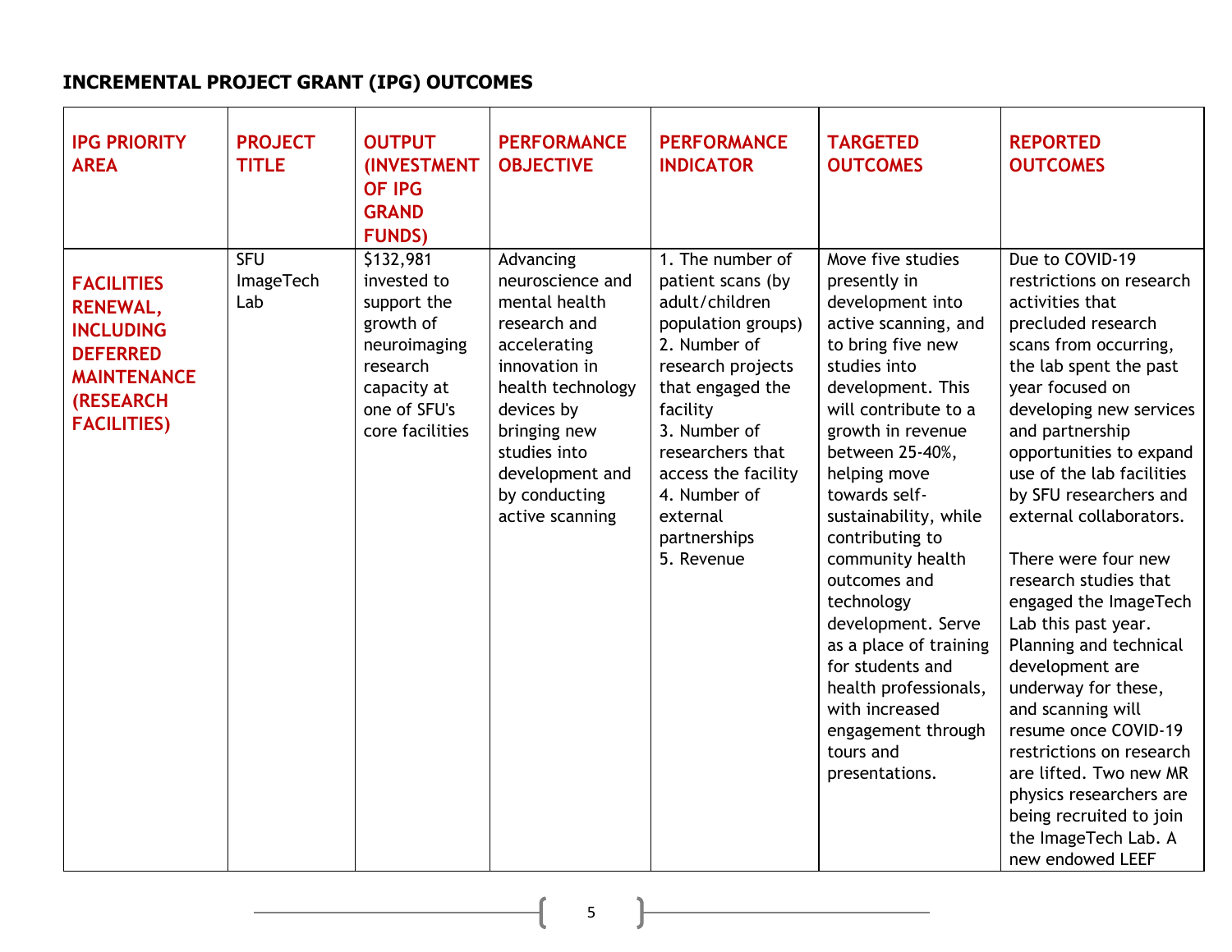**INCREMENTAL PROJECT GRANT (IPG) OUTCOMES**

| IPG PRIORITY AREA | PROJECT TITLE | OUTPUT (INVESTMENT OF IPG GRAND FUNDS) | PERFORMANCE OBJECTIVE | PERFORMANCE INDICATOR | TARGETED OUTCOMES | REPORTED OUTCOMES |
|---|---|---|---|---|---|---|
| **FACILITIES RENEWAL, INCLUDING DEFERRED MAINTENANCE (RESEARCH FACILITIES)** | SFU ImageTech Lab | $132,981 invested to support the growth of neuroimaging research capacity at one of SFU's core facilities | Advancing neuroscience and mental health research and accelerating innovation in health technology devices by bringing new studies into development and by conducting active scanning | 1. The number of patient scans (by adult/children population groups)<br>2. Number of research projects that engaged the facility<br>3. Number of researchers that access the facility<br>4. Number of external partnerships<br>5. Revenue | Move five studies presently in development into active scanning, and to bring five new studies into development. This will contribute to a growth in revenue between 25-40%, helping move towards self-sustainability, while contributing to community health outcomes and technology development. Serve as a place of training for students and health professionals, with increased engagement through tours and presentations. | Due to COVID-19 restrictions on research activities that precluded research scans from occurring, the lab spent the past year focused on developing new services and partnership opportunities to expand use of the lab facilities by SFU researchers and external collaborators.<br><br>There were four new research studies that engaged the ImageTech Lab this past year. Planning and technical development are underway for these, and scanning will resume once COVID-19 restrictions on research are lifted. Two new MR physics researchers are being recruited to join the ImageTech Lab. A new endowed LEEF |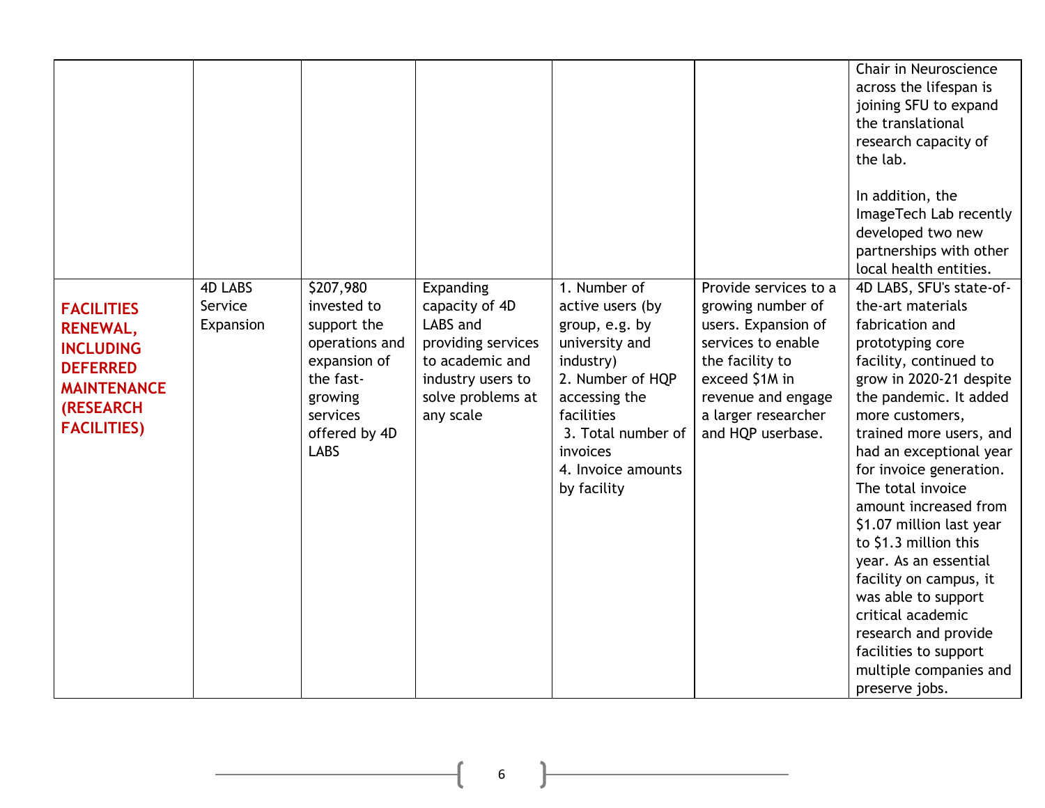| | | | | | | |
|---|---|---|---|---|---|---|
| | | | | | | Chair in Neuroscience across the lifespan is joining SFU to expand the translational research capacity of the lab.<br><br>In addition, the ImageTech Lab recently developed two new partnerships with other local health entities. |
| **FACILITIES RENEWAL, INCLUDING DEFERRED MAINTENANCE (RESEARCH FACILITIES)** | 4D LABS Service Expansion | $207,980 invested to support the operations and expansion of the fast-growing services offered by 4D LABS | Expanding capacity of 4D LABS and providing services to academic and industry users to solve problems at any scale | 1. Number of active users (by group, e.g. by university and industry)<br>2. Number of HQP accessing the facilities<br>3. Total number of invoices<br>4. Invoice amounts by facility | Provide services to a growing number of users. Expansion of services to enable the facility to exceed $1M in revenue and engage a larger researcher and HQP userbase. | 4D LABS, SFU's state-of-the-art materials fabrication and prototyping core facility, continued to grow in 2020-21 despite the pandemic. It added more customers, trained more users, and had an exceptional year for invoice generation. The total invoice amount increased from $1.07 million last year to $1.3 million this year. As an essential facility on campus, it was able to support critical academic research and provide facilities to support multiple companies and preserve jobs. |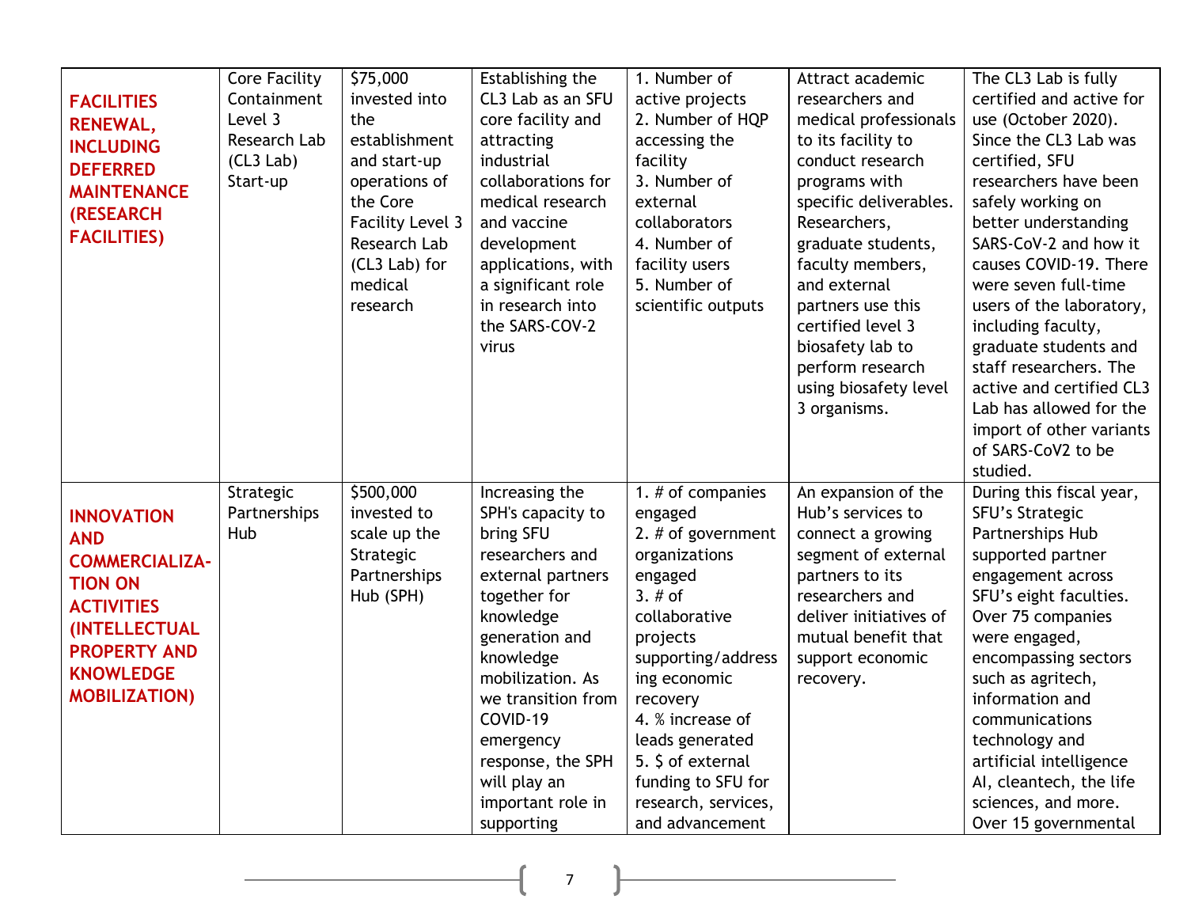| | | | | | | |
|---|---|---|---|---|---|---|
| **FACILITIES RENEWAL, INCLUDING DEFERRED MAINTENANCE (RESEARCH FACILITIES)** | Core Facility Containment Level 3 Research Lab (CL3 Lab) Start-up | $75,000 invested into the establishment and start-up operations of the Core Facility Level 3 Research Lab (CL3 Lab) for medical research | Establishing the CL3 Lab as an SFU core facility and attracting industrial collaborations for medical research and vaccine development applications, with a significant role in research into the SARS-COV-2 virus | 1. Number of active projects<br>2. Number of HQP accessing the facility<br>3. Number of external collaborators<br>4. Number of facility users<br>5. Number of scientific outputs | Attract academic researchers and medical professionals to its facility to conduct research programs with specific deliverables. Researchers, graduate students, faculty members, and external partners use this certified level 3 biosafety lab to perform research using biosafety level 3 organisms. | The CL3 Lab is fully certified and active for use (October 2020). Since the CL3 Lab was certified, SFU researchers have been safely working on better understanding SARS-CoV-2 and how it causes COVID-19. There were seven full-time users of the laboratory, including faculty, graduate students and staff researchers. The active and certified CL3 Lab has allowed for the import of other variants of SARS-CoV2 to be studied. |
| **INNOVATION AND COMMERCIALIZA-TION ON ACTIVITIES (INTELLECTUAL PROPERTY AND KNOWLEDGE MOBILIZATION)** | Strategic Partnerships Hub | $500,000 invested to scale up the Strategic Partnerships Hub (SPH) | Increasing the SPH's capacity to bring SFU researchers and external partners together for knowledge generation and knowledge mobilization. As we transition from COVID-19 emergency response, the SPH will play an important role in supporting | 1. # of companies engaged<br>2. # of government organizations engaged<br>3. # of collaborative projects supporting/addressing economic recovery<br>4. % increase of leads generated<br>5. $ of external funding to SFU for research, services, and advancement | An expansion of the Hub's services to connect a growing segment of external partners to its researchers and deliver initiatives of mutual benefit that support economic recovery. | During this fiscal year, SFU's Strategic Partnerships Hub supported partner engagement across SFU's eight faculties. Over 75 companies were engaged, encompassing sectors such as agritech, information and communications technology and artificial intelligence AI, cleantech, the life sciences, and more. Over 15 governmental |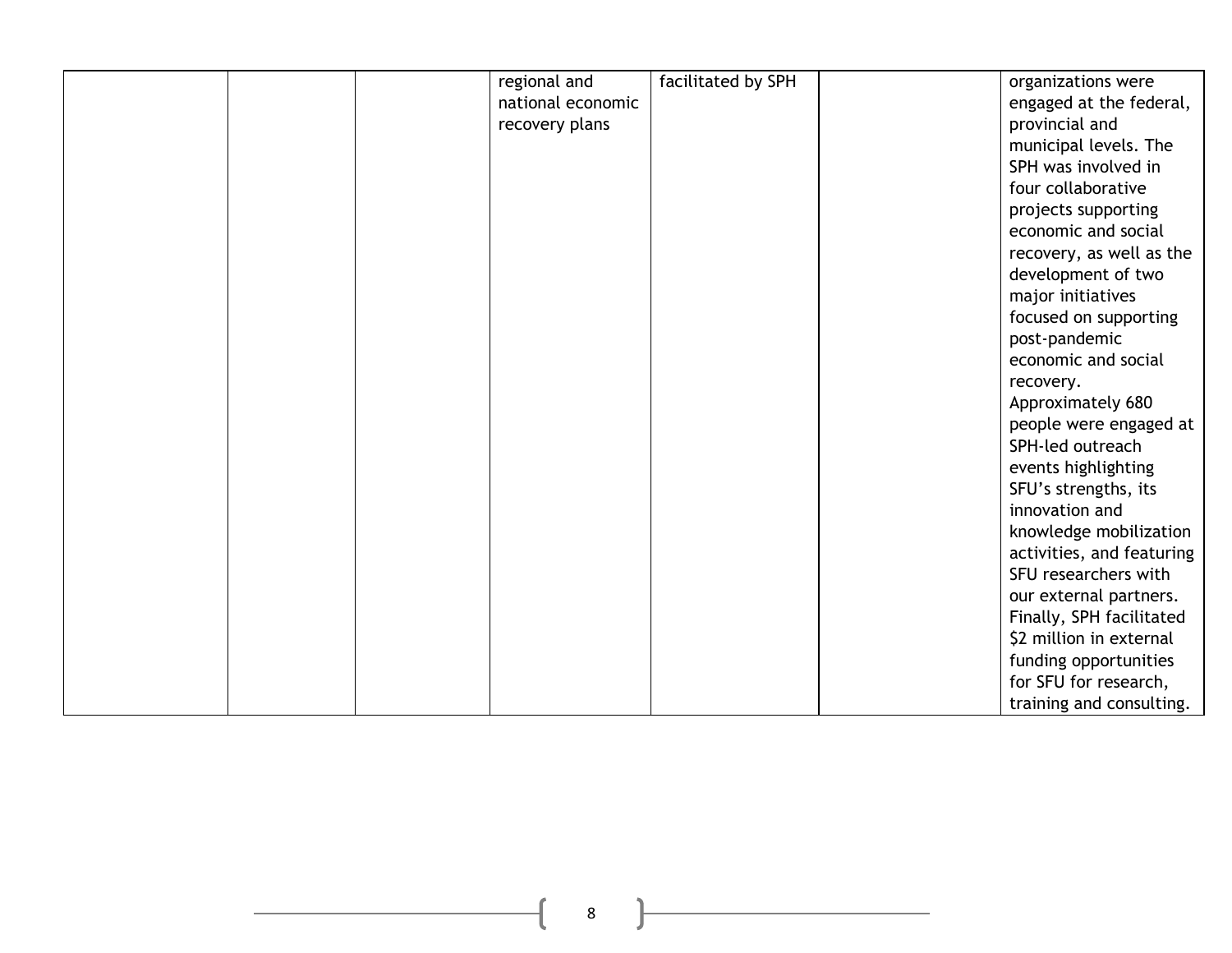| | | | | | | |
|---|---|---|---|---|---|---|
| | | | regional and national economic recovery plans | facilitated by SPH | | organizations were engaged at the federal, provincial and municipal levels. The SPH was involved in four collaborative projects supporting economic and social recovery, as well as the development of two major initiatives focused on supporting post-pandemic economic and social recovery. Approximately 680 people were engaged at SPH-led outreach events highlighting SFU's strengths, its innovation and knowledge mobilization activities, and featuring SFU researchers with our external partners. Finally, SPH facilitated $2 million in external funding opportunities for SFU for research, training and consulting. |